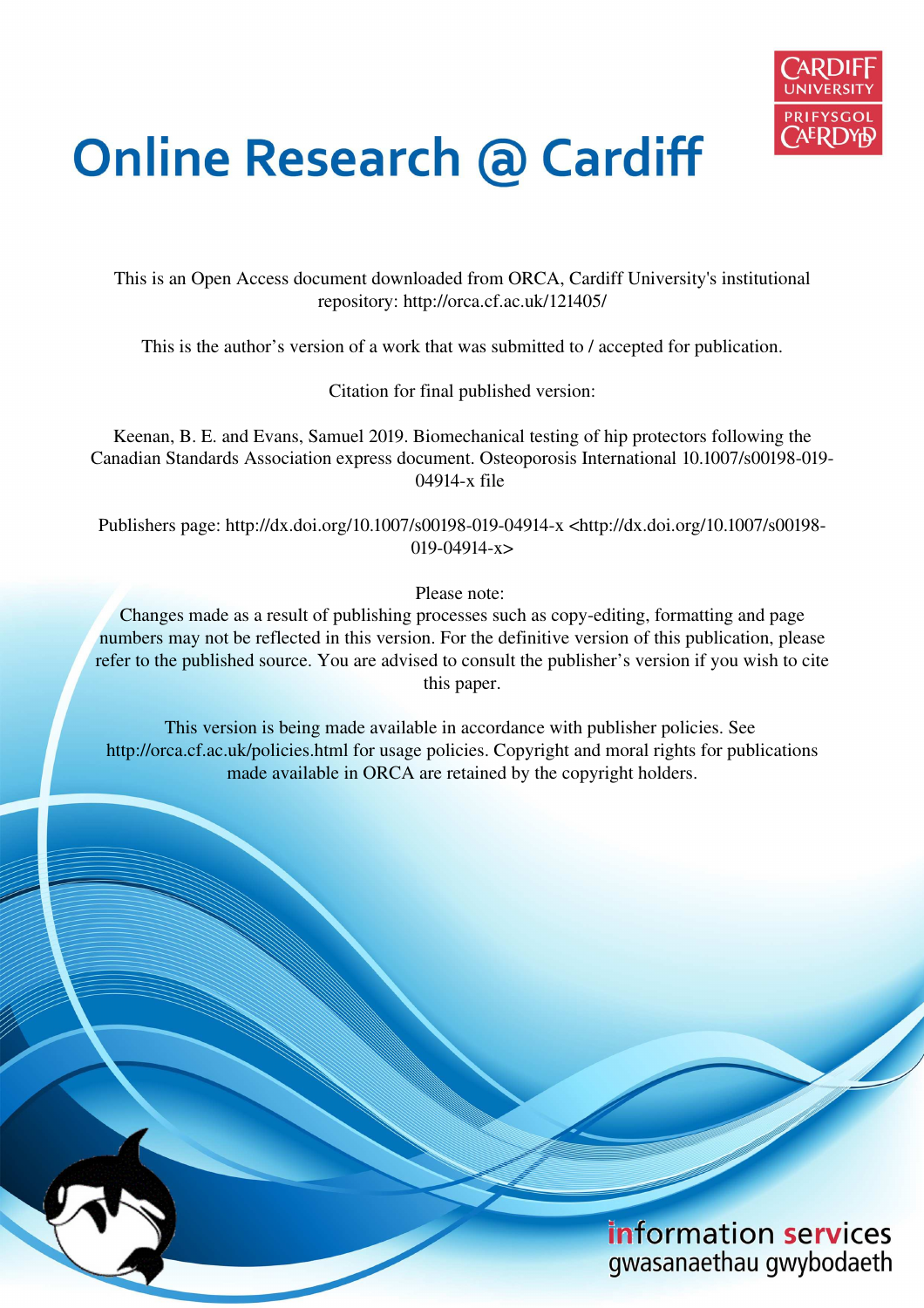# Online Research @ Cardiff

This is an Open Access document downloaded from ORCA, Cardiff University's institutional repository: http://orca.cf.ac.uk/121405/

This is the author's version of a work that was submitted to / accepted for publication.

Citation for final published version:

Keenan, B. E. and Evans, Samuel 2019. Biomechanical testing of hip protectors following the Canadian Standards Association express document. Osteoporosis International 10.1007/s00198-019-04914-x file

Publishers page: http://dx.doi.org/10.1007/s00198-019-04914-x <http://dx.doi.org/10.1007/s00198-019-04914-x>

Please note:
Changes made as a result of publishing processes such as copy-editing, formatting and page numbers may not be reflected in this version. For the definitive version of this publication, please refer to the published source. You are advised to consult the publisher's version if you wish to cite this paper.

This version is being made available in accordance with publisher policies. See http://orca.cf.ac.uk/policies.html for usage policies. Copyright and moral rights for publications made available in ORCA are retained by the copyright holders.

information services
gwasanaethau gwybodaeth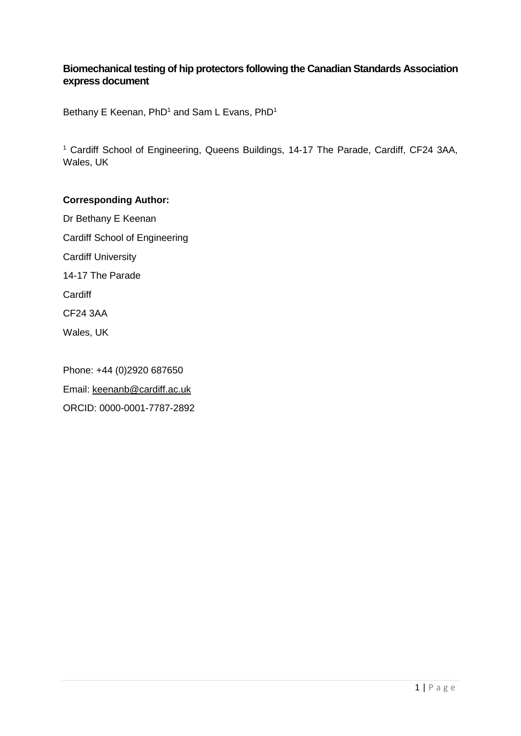**Biomechanical testing of hip protectors following the Canadian Standards Association express document**

Bethany E Keenan, PhD[1] and Sam L Evans, PhD[1]

[1] Cardiff School of Engineering, Queens Buildings, 14-17 The Parade, Cardiff, CF24 3AA, Wales, UK

**Corresponding Author:**

Dr Bethany E Keenan

Cardiff School of Engineering

Cardiff University

14-17 The Parade

Cardiff

CF24 3AA

Wales, UK

Phone: +44 (0)2920 687650

Email: keenanb@cardiff.ac.uk

ORCID: 0000-0001-7787-2892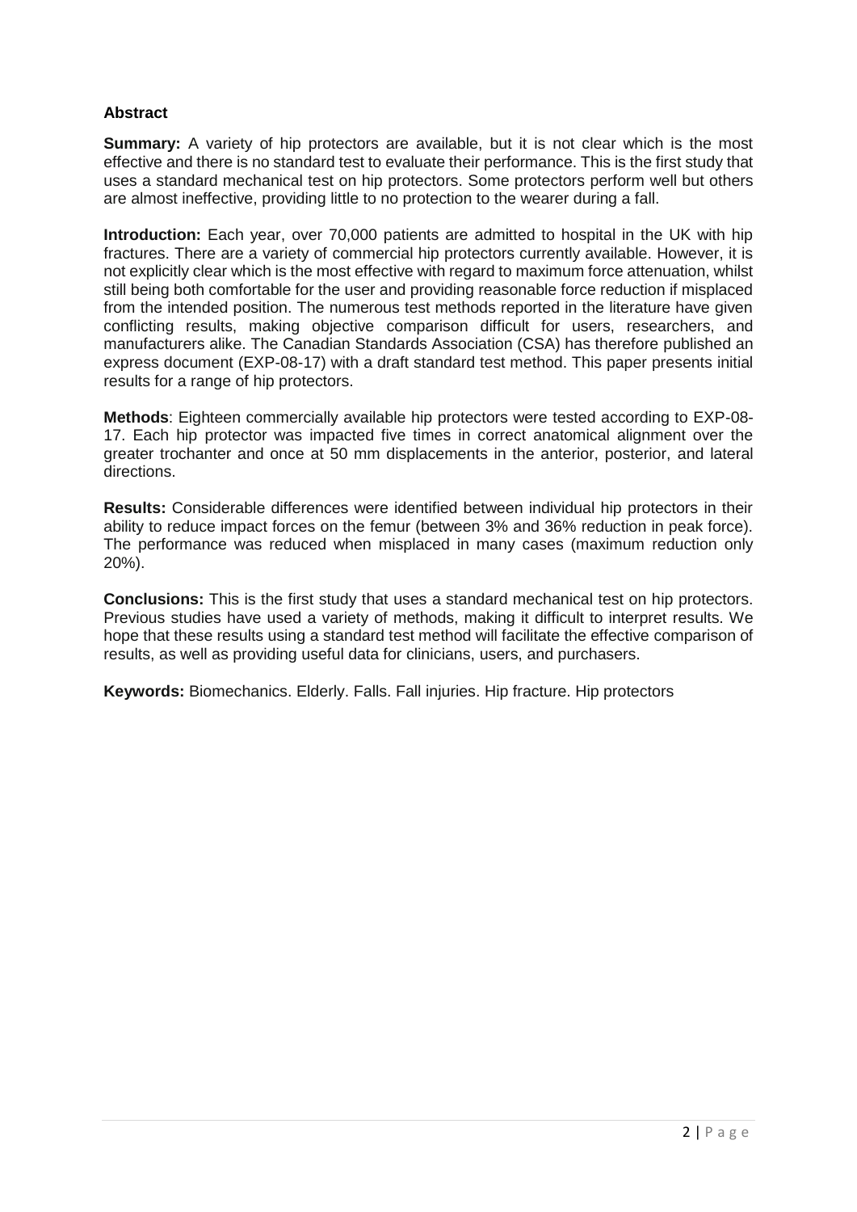## Abstract

**Summary:** A variety of hip protectors are available, but it is not clear which is the most effective and there is no standard test to evaluate their performance. This is the first study that uses a standard mechanical test on hip protectors. Some protectors perform well but others are almost ineffective, providing little to no protection to the wearer during a fall.

**Introduction:** Each year, over 70,000 patients are admitted to hospital in the UK with hip fractures. There are a variety of commercial hip protectors currently available. However, it is not explicitly clear which is the most effective with regard to maximum force attenuation, whilst still being both comfortable for the user and providing reasonable force reduction if misplaced from the intended position. The numerous test methods reported in the literature have given conflicting results, making objective comparison difficult for users, researchers, and manufacturers alike. The Canadian Standards Association (CSA) has therefore published an express document (EXP-08-17) with a draft standard test method. This paper presents initial results for a range of hip protectors.

**Methods**: Eighteen commercially available hip protectors were tested according to EXP-08-17. Each hip protector was impacted five times in correct anatomical alignment over the greater trochanter and once at 50 mm displacements in the anterior, posterior, and lateral directions.

**Results:** Considerable differences were identified between individual hip protectors in their ability to reduce impact forces on the femur (between 3% and 36% reduction in peak force). The performance was reduced when misplaced in many cases (maximum reduction only 20%).

**Conclusions:** This is the first study that uses a standard mechanical test on hip protectors. Previous studies have used a variety of methods, making it difficult to interpret results. We hope that these results using a standard test method will facilitate the effective comparison of results, as well as providing useful data for clinicians, users, and purchasers.

**Keywords:** Biomechanics. Elderly. Falls. Fall injuries. Hip fracture. Hip protectors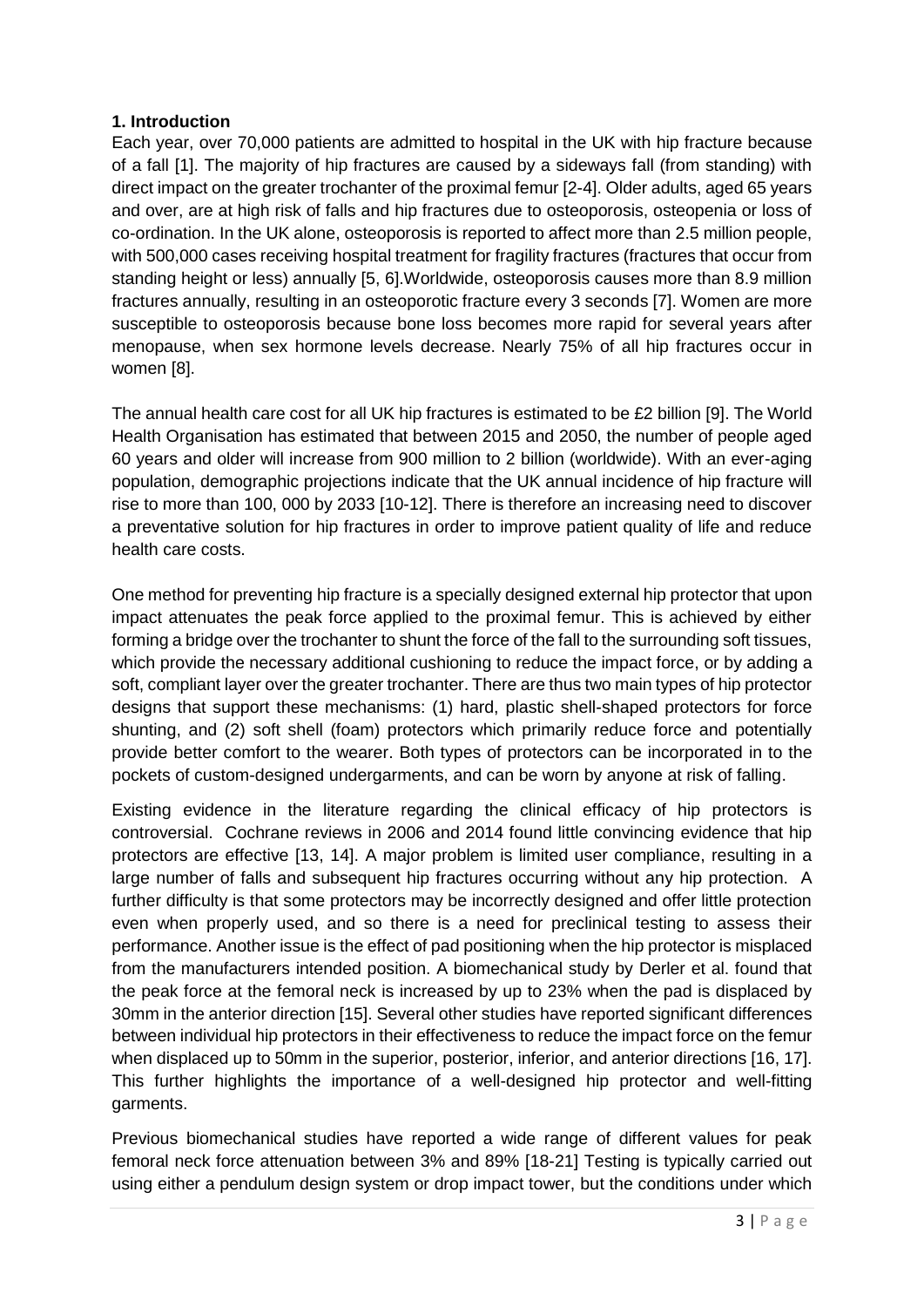### 1. Introduction

Each year, over 70,000 patients are admitted to hospital in the UK with hip fracture because of a fall [1]. The majority of hip fractures are caused by a sideways fall (from standing) with direct impact on the greater trochanter of the proximal femur [2-4]. Older adults, aged 65 years and over, are at high risk of falls and hip fractures due to osteoporosis, osteopenia or loss of co-ordination. In the UK alone, osteoporosis is reported to affect more than 2.5 million people, with 500,000 cases receiving hospital treatment for fragility fractures (fractures that occur from standing height or less) annually [5, 6].Worldwide, osteoporosis causes more than 8.9 million fractures annually, resulting in an osteoporotic fracture every 3 seconds [7]. Women are more susceptible to osteoporosis because bone loss becomes more rapid for several years after menopause, when sex hormone levels decrease. Nearly 75% of all hip fractures occur in women [8].

The annual health care cost for all UK hip fractures is estimated to be £2 billion [9]. The World Health Organisation has estimated that between 2015 and 2050, the number of people aged 60 years and older will increase from 900 million to 2 billion (worldwide). With an ever-aging population, demographic projections indicate that the UK annual incidence of hip fracture will rise to more than 100, 000 by 2033 [10-12]. There is therefore an increasing need to discover a preventative solution for hip fractures in order to improve patient quality of life and reduce health care costs.

One method for preventing hip fracture is a specially designed external hip protector that upon impact attenuates the peak force applied to the proximal femur. This is achieved by either forming a bridge over the trochanter to shunt the force of the fall to the surrounding soft tissues, which provide the necessary additional cushioning to reduce the impact force, or by adding a soft, compliant layer over the greater trochanter. There are thus two main types of hip protector designs that support these mechanisms: (1) hard, plastic shell-shaped protectors for force shunting, and (2) soft shell (foam) protectors which primarily reduce force and potentially provide better comfort to the wearer. Both types of protectors can be incorporated in to the pockets of custom-designed undergarments, and can be worn by anyone at risk of falling.

Existing evidence in the literature regarding the clinical efficacy of hip protectors is controversial. Cochrane reviews in 2006 and 2014 found little convincing evidence that hip protectors are effective [13, 14]. A major problem is limited user compliance, resulting in a large number of falls and subsequent hip fractures occurring without any hip protection. A further difficulty is that some protectors may be incorrectly designed and offer little protection even when properly used, and so there is a need for preclinical testing to assess their performance. Another issue is the effect of pad positioning when the hip protector is misplaced from the manufacturers intended position. A biomechanical study by Derler et al. found that the peak force at the femoral neck is increased by up to 23% when the pad is displaced by 30mm in the anterior direction [15]. Several other studies have reported significant differences between individual hip protectors in their effectiveness to reduce the impact force on the femur when displaced up to 50mm in the superior, posterior, inferior, and anterior directions [16, 17]. This further highlights the importance of a well-designed hip protector and well-fitting garments.

Previous biomechanical studies have reported a wide range of different values for peak femoral neck force attenuation between 3% and 89% [18-21] Testing is typically carried out using either a pendulum design system or drop impact tower, but the conditions under which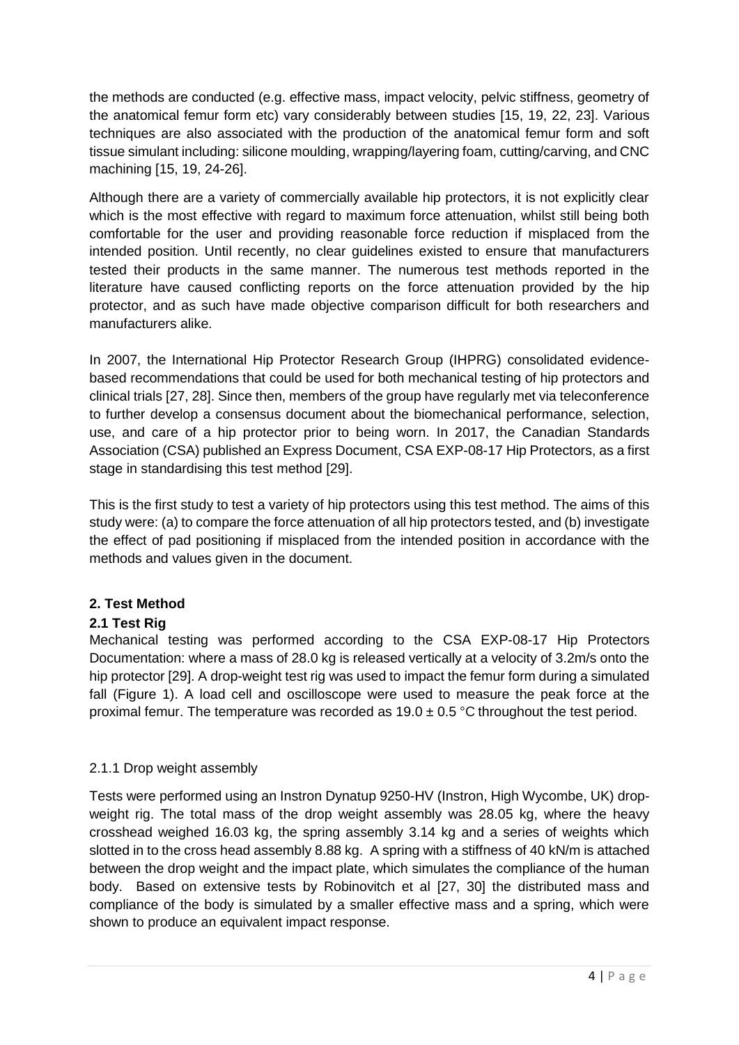the methods are conducted (e.g. effective mass, impact velocity, pelvic stiffness, geometry of the anatomical femur form etc) vary considerably between studies [15, 19, 22, 23]. Various techniques are also associated with the production of the anatomical femur form and soft tissue simulant including: silicone moulding, wrapping/layering foam, cutting/carving, and CNC machining [15, 19, 24-26].

Although there are a variety of commercially available hip protectors, it is not explicitly clear which is the most effective with regard to maximum force attenuation, whilst still being both comfortable for the user and providing reasonable force reduction if misplaced from the intended position. Until recently, no clear guidelines existed to ensure that manufacturers tested their products in the same manner. The numerous test methods reported in the literature have caused conflicting reports on the force attenuation provided by the hip protector, and as such have made objective comparison difficult for both researchers and manufacturers alike.

In 2007, the International Hip Protector Research Group (IHPRG) consolidated evidence-based recommendations that could be used for both mechanical testing of hip protectors and clinical trials [27, 28]. Since then, members of the group have regularly met via teleconference to further develop a consensus document about the biomechanical performance, selection, use, and care of a hip protector prior to being worn. In 2017, the Canadian Standards Association (CSA) published an Express Document, CSA EXP-08-17 Hip Protectors, as a first stage in standardising this test method [29].

This is the first study to test a variety of hip protectors using this test method. The aims of this study were: (a) to compare the force attenuation of all hip protectors tested, and (b) investigate the effect of pad positioning if misplaced from the intended position in accordance with the methods and values given in the document.

## 2. Test Method

### 2.1 Test Rig

Mechanical testing was performed according to the CSA EXP-08-17 Hip Protectors Documentation: where a mass of 28.0 kg is released vertically at a velocity of 3.2m/s onto the hip protector [29]. A drop-weight test rig was used to impact the femur form during a simulated fall (Figure 1). A load cell and oscilloscope were used to measure the peak force at the proximal femur. The temperature was recorded as $19.0 \pm 0.5$ °C throughout the test period.

#### 2.1.1 Drop weight assembly

Tests were performed using an Instron Dynatup 9250-HV (Instron, High Wycombe, UK) drop-weight rig. The total mass of the drop weight assembly was 28.05 kg, where the heavy crosshead weighed 16.03 kg, the spring assembly 3.14 kg and a series of weights which slotted in to the cross head assembly 8.88 kg. A spring with a stiffness of 40 kN/m is attached between the drop weight and the impact plate, which simulates the compliance of the human body. Based on extensive tests by Robinovitch et al [27, 30] the distributed mass and compliance of the body is simulated by a smaller effective mass and a spring, which were shown to produce an equivalent impact response.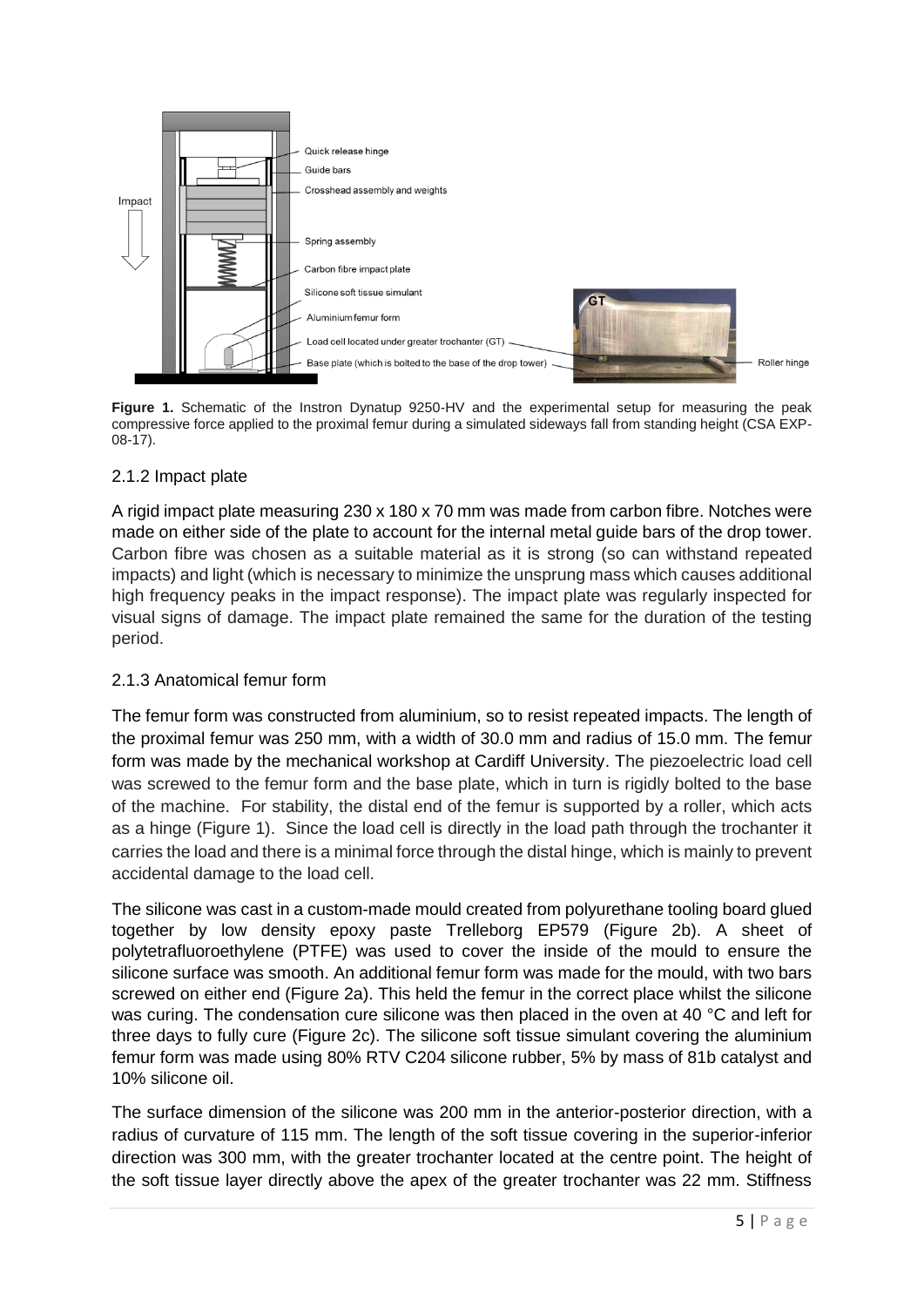**Figure 1.** Schematic of the Instron Dynatup 9250-HV and the experimental setup for measuring the peak compressive force applied to the proximal femur during a simulated sideways fall from standing height (CSA EXP-08-17).

### 2.1.2 Impact plate

A rigid impact plate measuring 230 x 180 x 70 mm was made from carbon fibre. Notches were made on either side of the plate to account for the internal metal guide bars of the drop tower. Carbon fibre was chosen as a suitable material as it is strong (so can withstand repeated impacts) and light (which is necessary to minimize the unsprung mass which causes additional high frequency peaks in the impact response). The impact plate was regularly inspected for visual signs of damage. The impact plate remained the same for the duration of the testing period.

### 2.1.3 Anatomical femur form

The femur form was constructed from aluminium, so to resist repeated impacts. The length of the proximal femur was 250 mm, with a width of 30.0 mm and radius of 15.0 mm. The femur form was made by the mechanical workshop at Cardiff University. The piezoelectric load cell was screwed to the femur form and the base plate, which in turn is rigidly bolted to the base of the machine. For stability, the distal end of the femur is supported by a roller, which acts as a hinge (Figure 1). Since the load cell is directly in the load path through the trochanter it carries the load and there is a minimal force through the distal hinge, which is mainly to prevent accidental damage to the load cell.

The silicone was cast in a custom-made mould created from polyurethane tooling board glued together by low density epoxy paste Trelleborg EP579 (Figure 2b). A sheet of polytetrafluoroethylene (PTFE) was used to cover the inside of the mould to ensure the silicone surface was smooth. An additional femur form was made for the mould, with two bars screwed on either end (Figure 2a). This held the femur in the correct place whilst the silicone was curing. The condensation cure silicone was then placed in the oven at 40 °C and left for three days to fully cure (Figure 2c). The silicone soft tissue simulant covering the aluminium femur form was made using 80% RTV C204 silicone rubber, 5% by mass of 81b catalyst and 10% silicone oil.

The surface dimension of the silicone was 200 mm in the anterior-posterior direction, with a radius of curvature of 115 mm. The length of the soft tissue covering in the superior-inferior direction was 300 mm, with the greater trochanter located at the centre point. The height of the soft tissue layer directly above the apex of the greater trochanter was 22 mm. Stiffness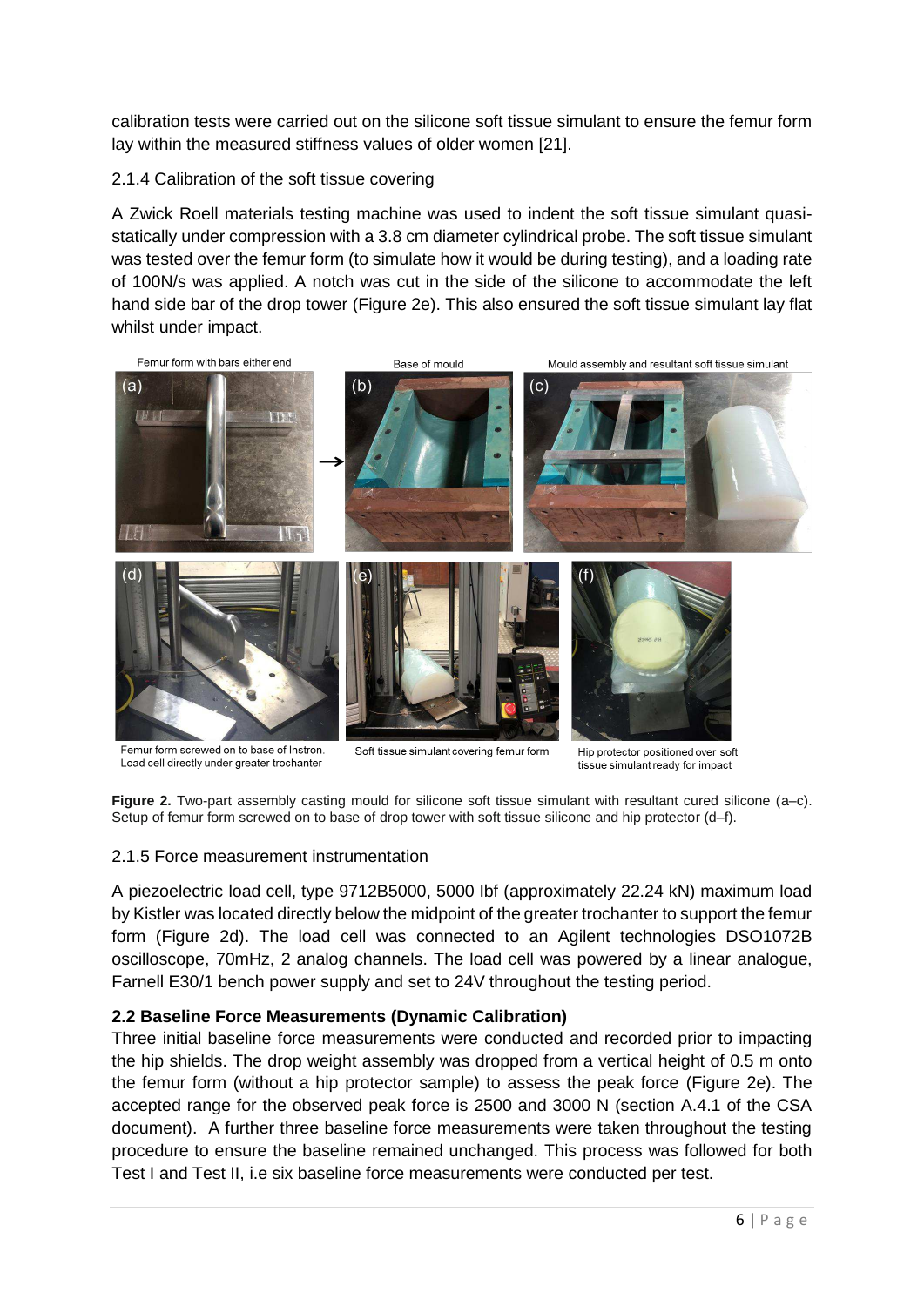calibration tests were carried out on the silicone soft tissue simulant to ensure the femur form lay within the measured stiffness values of older women [21].

2.1.4 Calibration of the soft tissue covering

A Zwick Roell materials testing machine was used to indent the soft tissue simulant quasi-statically under compression with a 3.8 cm diameter cylindrical probe. The soft tissue simulant was tested over the femur form (to simulate how it would be during testing), and a loading rate of 100N/s was applied. A notch was cut in the side of the silicone to accommodate the left hand side bar of the drop tower (Figure 2e). This also ensured the soft tissue simulant lay flat whilst under impact.

Femur form with bars either end — Base of mould — Mould assembly and resultant soft tissue simulant

Femur form screwed on to base of Instron. Load cell directly under greater trochanter — Soft tissue simulant covering femur form — Hip protector positioned over soft tissue simulant ready for impact

**Figure 2.** Two-part assembly casting mould for silicone soft tissue simulant with resultant cured silicone (a–c). Setup of femur form screwed on to base of drop tower with soft tissue silicone and hip protector (d–f).

2.1.5 Force measurement instrumentation

A piezoelectric load cell, type 9712B5000, 5000 lbf (approximately 22.24 kN) maximum load by Kistler was located directly below the midpoint of the greater trochanter to support the femur form (Figure 2d). The load cell was connected to an Agilent technologies DSO1072B oscilloscope, 70mHz, 2 analog channels. The load cell was powered by a linear analogue, Farnell E30/1 bench power supply and set to 24V throughout the testing period.

### 2.2 Baseline Force Measurements (Dynamic Calibration)

Three initial baseline force measurements were conducted and recorded prior to impacting the hip shields. The drop weight assembly was dropped from a vertical height of 0.5 m onto the femur form (without a hip protector sample) to assess the peak force (Figure 2e). The accepted range for the observed peak force is 2500 and 3000 N (section A.4.1 of the CSA document). A further three baseline force measurements were taken throughout the testing procedure to ensure the baseline remained unchanged. This process was followed for both Test I and Test II, i.e six baseline force measurements were conducted per test.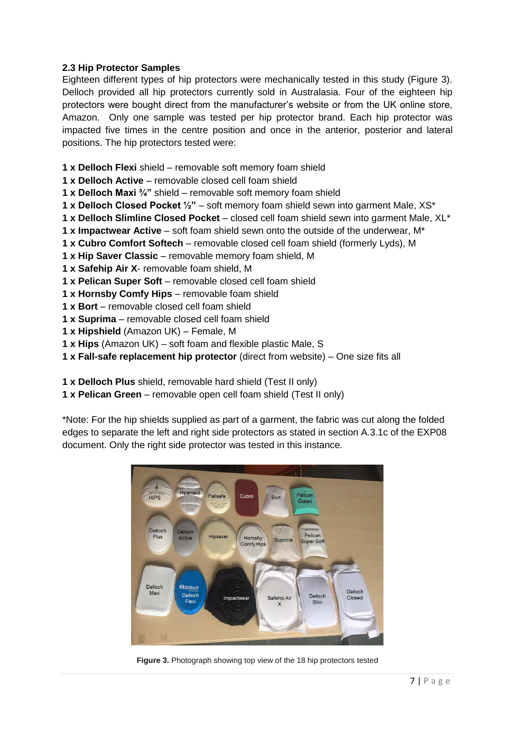### 2.3 Hip Protector Samples

Eighteen different types of hip protectors were mechanically tested in this study (Figure 3). Delloch provided all hip protectors currently sold in Australasia. Four of the eighteen hip protectors were bought direct from the manufacturer's website or from the UK online store, Amazon. Only one sample was tested per hip protector brand. Each hip protector was impacted five times in the centre position and once in the anterior, posterior and lateral positions. The hip protectors tested were:

**1 x Delloch Flexi** shield – removable soft memory foam shield
**1 x Delloch Active** – removable closed cell foam shield
**1 x Delloch Maxi ¾"** shield – removable soft memory foam shield
**1 x Delloch Closed Pocket ½"** – soft memory foam shield sewn into garment Male, XS*
**1 x Delloch Slimline Closed Pocket** – closed cell foam shield sewn into garment Male, XL*
**1 x Impactwear Active** – soft foam shield sewn onto the outside of the underwear, M*
**1 x Cubro Comfort Softech** – removable closed cell foam shield (formerly Lyds), M
**1 x Hip Saver Classic** – removable memory foam shield, M
**1 x Safehip Air X**- removable foam shield, M
**1 x Pelican Super Soft** – removable closed cell foam shield
**1 x Hornsby Comfy Hips** – removable foam shield
**1 x Bort** – removable closed cell foam shield
**1 x Suprima** – removable closed cell foam shield
**1 x Hipshield** (Amazon UK) – Female, M
**1 x Hips** (Amazon UK) – soft foam and flexible plastic Male, S
**1 x Fall-safe replacement hip protector** (direct from website) – One size fits all

**1 x Delloch Plus** shield, removable hard shield (Test II only)
**1 x Pelican Green** – removable open cell foam shield (Test II only)

*Note: For the hip shields supplied as part of a garment, the fabric was cut along the folded edges to separate the left and right side protectors as stated in section A.3.1c of the EXP08 document. Only the right side protector was tested in this instance.

**Figure 3.** Photograph showing top view of the 18 hip protectors tested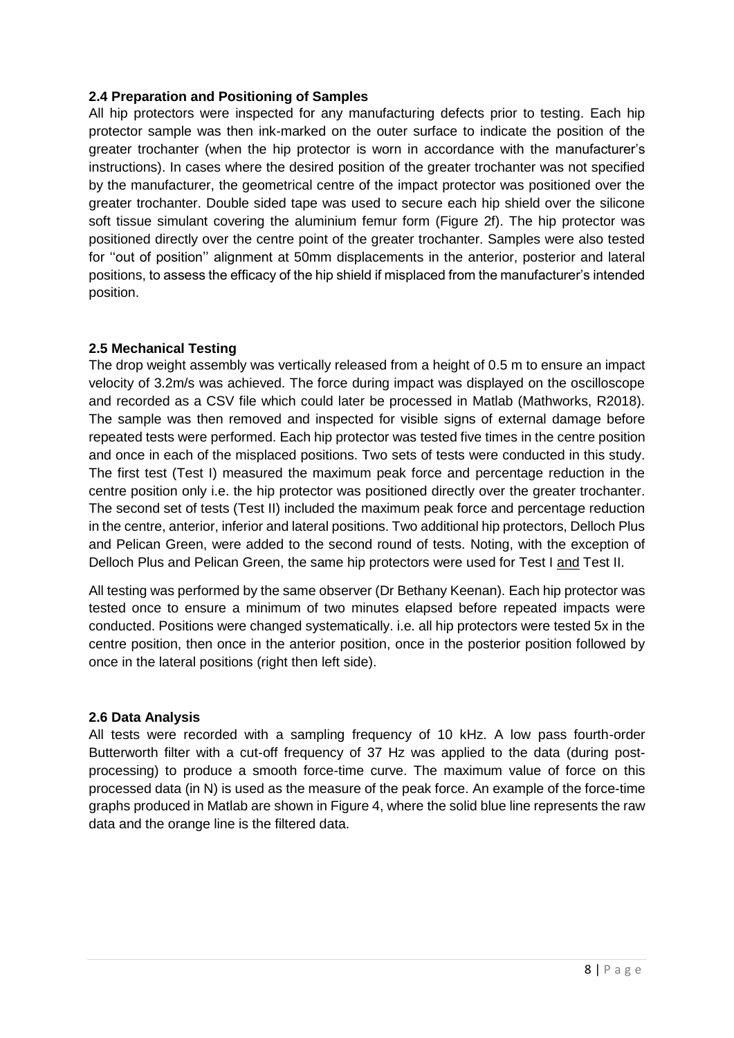### 2.4 Preparation and Positioning of Samples

All hip protectors were inspected for any manufacturing defects prior to testing. Each hip protector sample was then ink-marked on the outer surface to indicate the position of the greater trochanter (when the hip protector is worn in accordance with the manufacturer's instructions). In cases where the desired position of the greater trochanter was not specified by the manufacturer, the geometrical centre of the impact protector was positioned over the greater trochanter. Double sided tape was used to secure each hip shield over the silicone soft tissue simulant covering the aluminium femur form (Figure 2f). The hip protector was positioned directly over the centre point of the greater trochanter. Samples were also tested for ''out of position'' alignment at 50mm displacements in the anterior, posterior and lateral positions, to assess the efficacy of the hip shield if misplaced from the manufacturer's intended position.

### 2.5 Mechanical Testing

The drop weight assembly was vertically released from a height of 0.5 m to ensure an impact velocity of 3.2m/s was achieved. The force during impact was displayed on the oscilloscope and recorded as a CSV file which could later be processed in Matlab (Mathworks, R2018). The sample was then removed and inspected for visible signs of external damage before repeated tests were performed. Each hip protector was tested five times in the centre position and once in each of the misplaced positions. Two sets of tests were conducted in this study. The first test (Test I) measured the maximum peak force and percentage reduction in the centre position only i.e. the hip protector was positioned directly over the greater trochanter. The second set of tests (Test II) included the maximum peak force and percentage reduction in the centre, anterior, inferior and lateral positions. Two additional hip protectors, Delloch Plus and Pelican Green, were added to the second round of tests. Noting, with the exception of Delloch Plus and Pelican Green, the same hip protectors were used for Test I and Test II.

All testing was performed by the same observer (Dr Bethany Keenan). Each hip protector was tested once to ensure a minimum of two minutes elapsed before repeated impacts were conducted. Positions were changed systematically. i.e. all hip protectors were tested 5x in the centre position, then once in the anterior position, once in the posterior position followed by once in the lateral positions (right then left side).

### 2.6 Data Analysis

All tests were recorded with a sampling frequency of 10 kHz. A low pass fourth-order Butterworth filter with a cut-off frequency of 37 Hz was applied to the data (during post-processing) to produce a smooth force-time curve. The maximum value of force on this processed data (in N) is used as the measure of the peak force. An example of the force-time graphs produced in Matlab are shown in Figure 4, where the solid blue line represents the raw data and the orange line is the filtered data.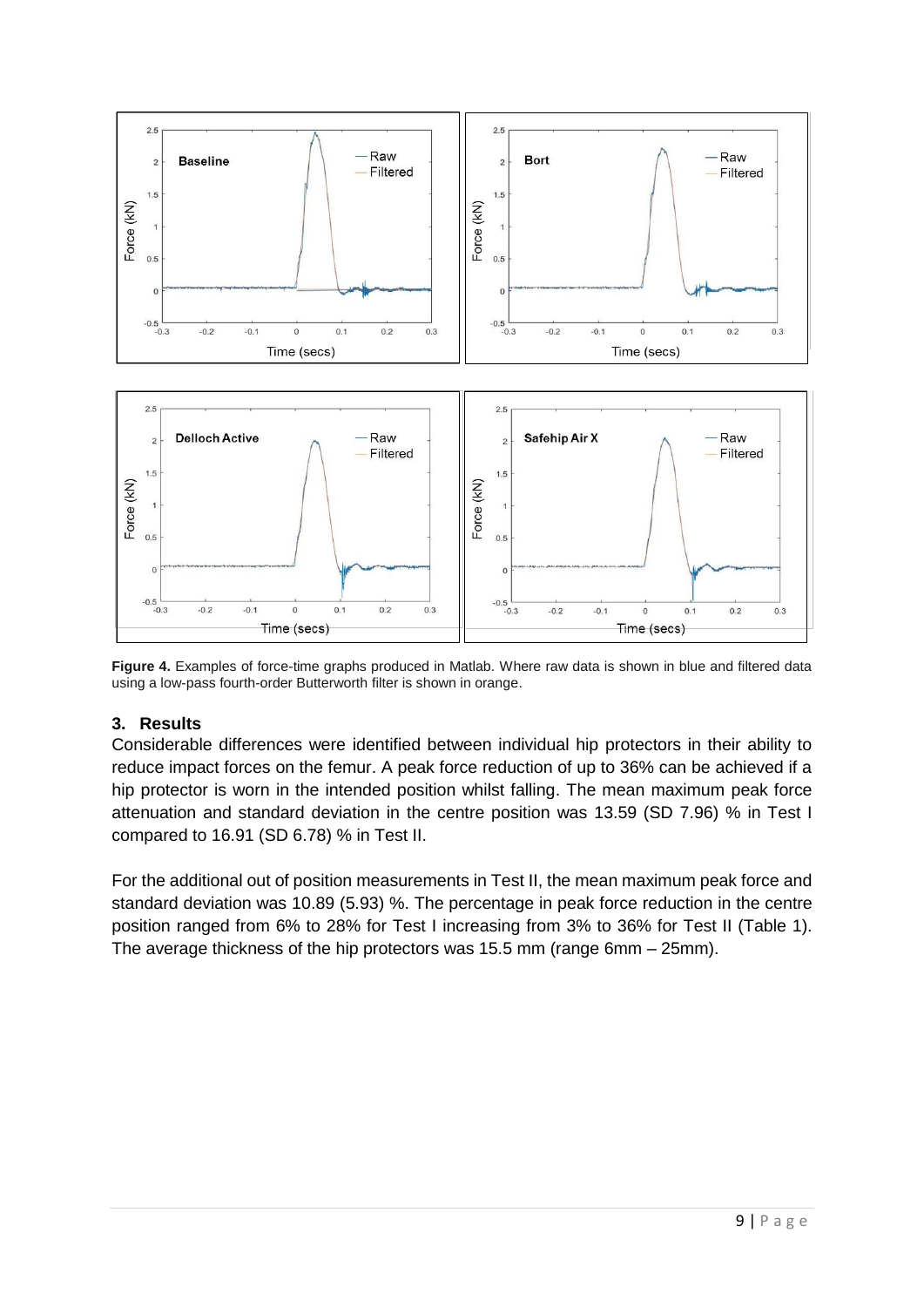**Figure 4.** Examples of force-time graphs produced in Matlab. Where raw data is shown in blue and filtered data using a low-pass fourth-order Butterworth filter is shown in orange.

## 3. Results

Considerable differences were identified between individual hip protectors in their ability to reduce impact forces on the femur. A peak force reduction of up to 36% can be achieved if a hip protector is worn in the intended position whilst falling. The mean maximum peak force attenuation and standard deviation in the centre position was 13.59 (SD 7.96) % in Test I compared to 16.91 (SD 6.78) % in Test II.

For the additional out of position measurements in Test II, the mean maximum peak force and standard deviation was 10.89 (5.93) %. The percentage in peak force reduction in the centre position ranged from 6% to 28% for Test I increasing from 3% to 36% for Test II (Table 1). The average thickness of the hip protectors was 15.5 mm (range 6mm – 25mm).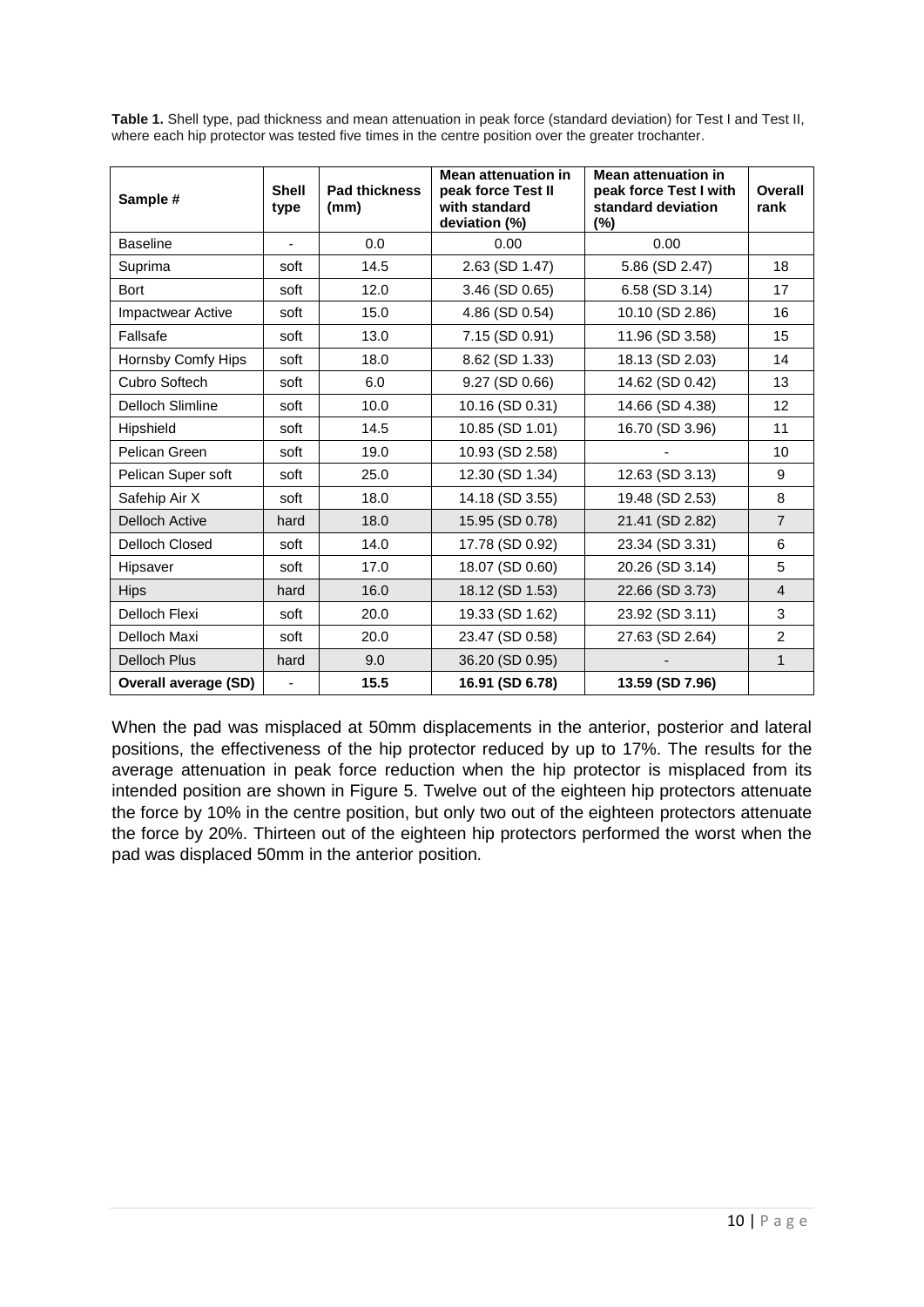**Table 1.** Shell type, pad thickness and mean attenuation in peak force (standard deviation) for Test I and Test II, where each hip protector was tested five times in the centre position over the greater trochanter.

| Sample # | Shell type | Pad thickness (mm) | Mean attenuation in peak force Test II with standard deviation (%) | Mean attenuation in peak force Test I with standard deviation (%) | Overall rank |
|---|---|---|---|---|---|
| Baseline | - | 0.0 | 0.00 | 0.00 | |
| Suprima | soft | 14.5 | 2.63 (SD 1.47) | 5.86 (SD 2.47) | 18 |
| Bort | soft | 12.0 | 3.46 (SD 0.65) | 6.58 (SD 3.14) | 17 |
| Impactwear Active | soft | 15.0 | 4.86 (SD 0.54) | 10.10 (SD 2.86) | 16 |
| Fallsafe | soft | 13.0 | 7.15 (SD 0.91) | 11.96 (SD 3.58) | 15 |
| Hornsby Comfy Hips | soft | 18.0 | 8.62 (SD 1.33) | 18.13 (SD 2.03) | 14 |
| Cubro Softech | soft | 6.0 | 9.27 (SD 0.66) | 14.62 (SD 0.42) | 13 |
| Delloch Slimline | soft | 10.0 | 10.16 (SD 0.31) | 14.66 (SD 4.38) | 12 |
| Hipshield | soft | 14.5 | 10.85 (SD 1.01) | 16.70 (SD 3.96) | 11 |
| Pelican Green | soft | 19.0 | 10.93 (SD 2.58) | - | 10 |
| Pelican Super soft | soft | 25.0 | 12.30 (SD 1.34) | 12.63 (SD 3.13) | 9 |
| Safehip Air X | soft | 18.0 | 14.18 (SD 3.55) | 19.48 (SD 2.53) | 8 |
| Delloch Active | hard | 18.0 | 15.95 (SD 0.78) | 21.41 (SD 2.82) | 7 |
| Delloch Closed | soft | 14.0 | 17.78 (SD 0.92) | 23.34 (SD 3.31) | 6 |
| Hipsaver | soft | 17.0 | 18.07 (SD 0.60) | 20.26 (SD 3.14) | 5 |
| Hips | hard | 16.0 | 18.12 (SD 1.53) | 22.66 (SD 3.73) | 4 |
| Delloch Flexi | soft | 20.0 | 19.33 (SD 1.62) | 23.92 (SD 3.11) | 3 |
| Delloch Maxi | soft | 20.0 | 23.47 (SD 0.58) | 27.63 (SD 2.64) | 2 |
| Delloch Plus | hard | 9.0 | 36.20 (SD 0.95) | - | 1 |
| **Overall average (SD)** | - | **15.5** | **16.91 (SD 6.78)** | **13.59 (SD 7.96)** | |

When the pad was misplaced at 50mm displacements in the anterior, posterior and lateral positions, the effectiveness of the hip protector reduced by up to 17%. The results for the average attenuation in peak force reduction when the hip protector is misplaced from its intended position are shown in Figure 5. Twelve out of the eighteen hip protectors attenuate the force by 10% in the centre position, but only two out of the eighteen protectors attenuate the force by 20%. Thirteen out of the eighteen hip protectors performed the worst when the pad was displaced 50mm in the anterior position.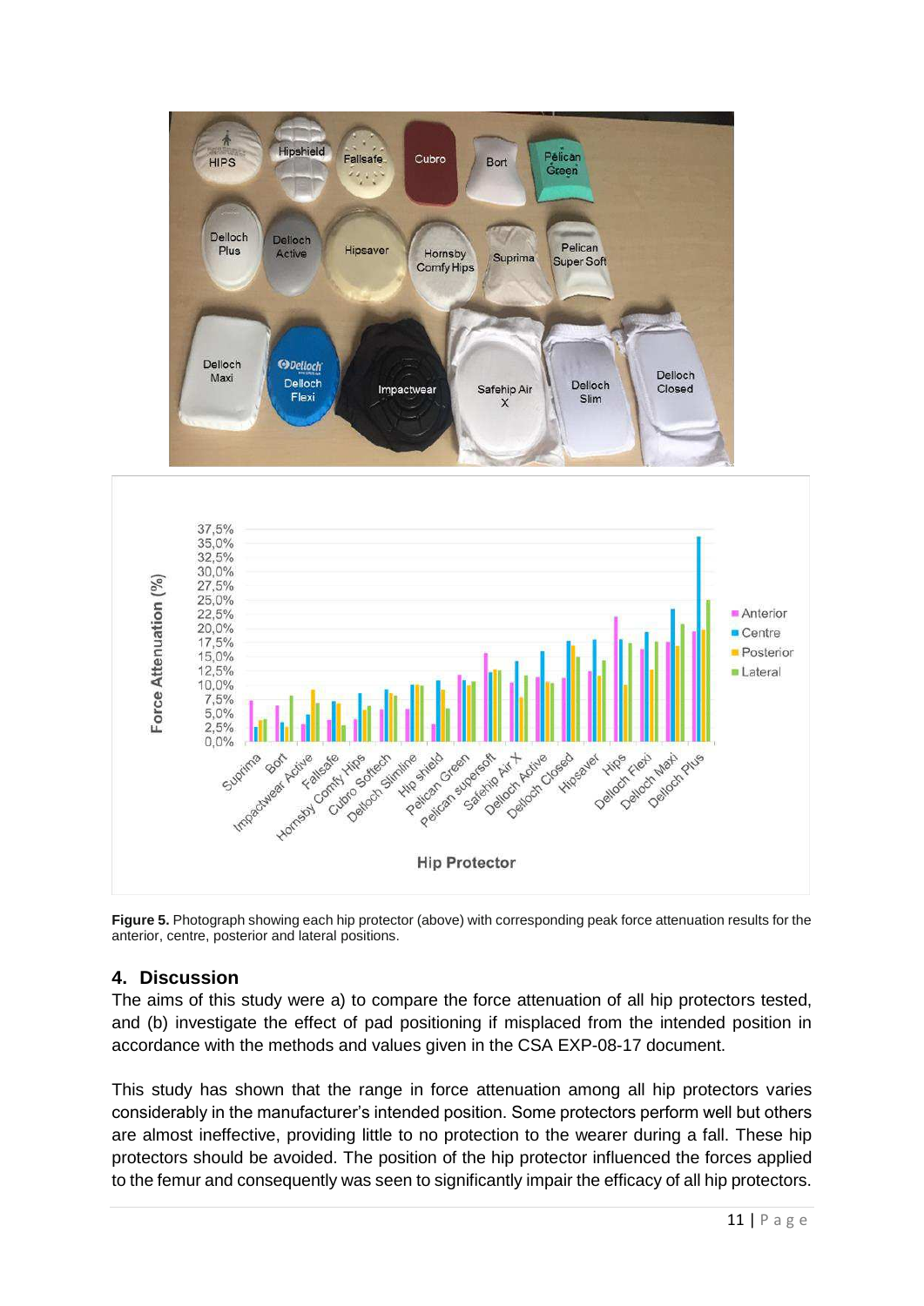**Figure 5.** Photograph showing each hip protector (above) with corresponding peak force attenuation results for the anterior, centre, posterior and lateral positions.

## 4. Discussion

The aims of this study were a) to compare the force attenuation of all hip protectors tested, and (b) investigate the effect of pad positioning if misplaced from the intended position in accordance with the methods and values given in the CSA EXP-08-17 document.

This study has shown that the range in force attenuation among all hip protectors varies considerably in the manufacturer's intended position. Some protectors perform well but others are almost ineffective, providing little to no protection to the wearer during a fall. These hip protectors should be avoided. The position of the hip protector influenced the forces applied to the femur and consequently was seen to significantly impair the efficacy of all hip protectors.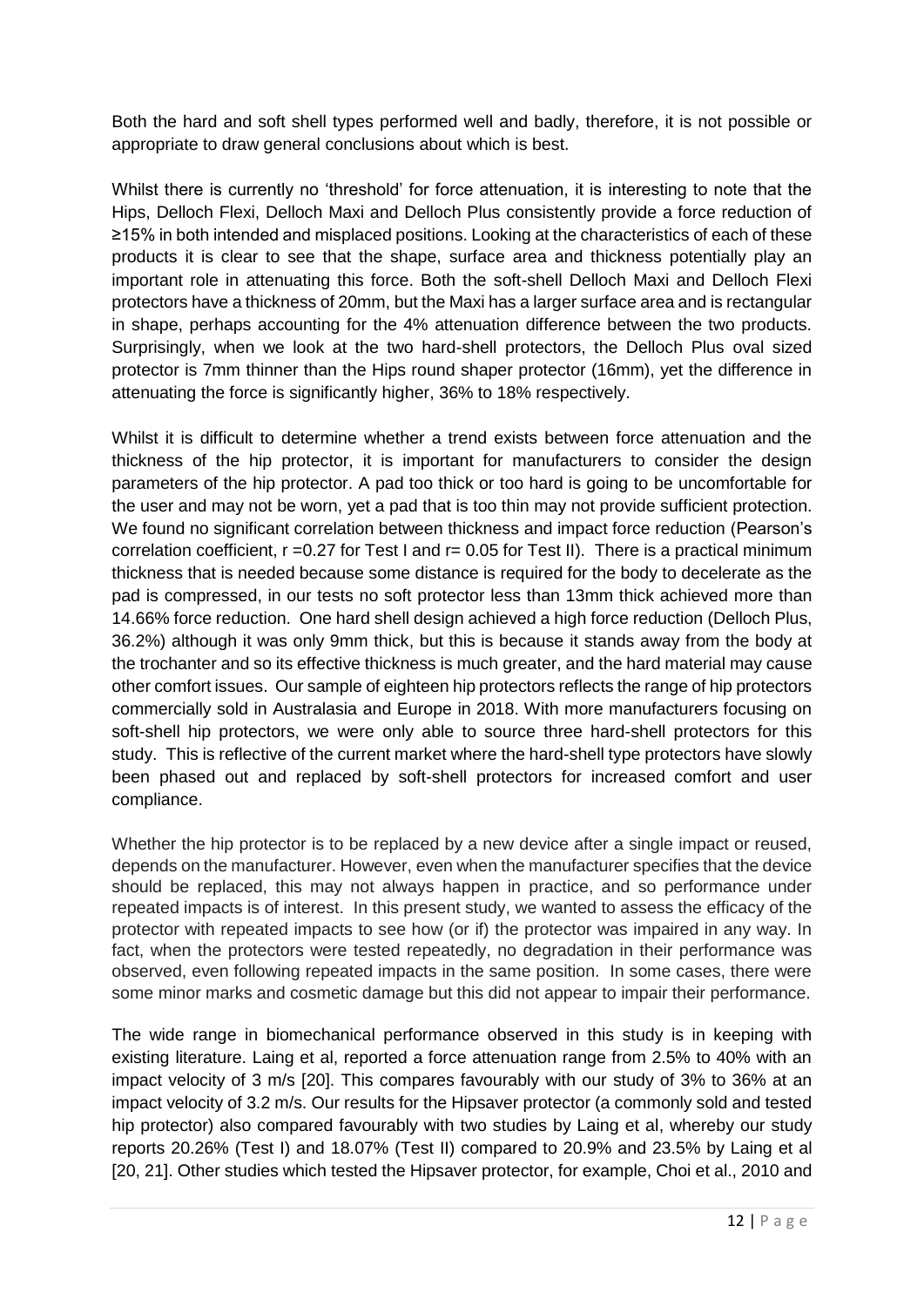Both the hard and soft shell types performed well and badly, therefore, it is not possible or appropriate to draw general conclusions about which is best.

Whilst there is currently no 'threshold' for force attenuation, it is interesting to note that the Hips, Delloch Flexi, Delloch Maxi and Delloch Plus consistently provide a force reduction of ≥15% in both intended and misplaced positions. Looking at the characteristics of each of these products it is clear to see that the shape, surface area and thickness potentially play an important role in attenuating this force. Both the soft-shell Delloch Maxi and Delloch Flexi protectors have a thickness of 20mm, but the Maxi has a larger surface area and is rectangular in shape, perhaps accounting for the 4% attenuation difference between the two products. Surprisingly, when we look at the two hard-shell protectors, the Delloch Plus oval sized protector is 7mm thinner than the Hips round shaper protector (16mm), yet the difference in attenuating the force is significantly higher, 36% to 18% respectively.

Whilst it is difficult to determine whether a trend exists between force attenuation and the thickness of the hip protector, it is important for manufacturers to consider the design parameters of the hip protector. A pad too thick or too hard is going to be uncomfortable for the user and may not be worn, yet a pad that is too thin may not provide sufficient protection. We found no significant correlation between thickness and impact force reduction (Pearson's correlation coefficient, $r = 0.27$ for Test I and $r = 0.05$ for Test II). There is a practical minimum thickness that is needed because some distance is required for the body to decelerate as the pad is compressed, in our tests no soft protector less than 13mm thick achieved more than 14.66% force reduction. One hard shell design achieved a high force reduction (Delloch Plus, 36.2%) although it was only 9mm thick, but this is because it stands away from the body at the trochanter and so its effective thickness is much greater, and the hard material may cause other comfort issues. Our sample of eighteen hip protectors reflects the range of hip protectors commercially sold in Australasia and Europe in 2018. With more manufacturers focusing on soft-shell hip protectors, we were only able to source three hard-shell protectors for this study. This is reflective of the current market where the hard-shell type protectors have slowly been phased out and replaced by soft-shell protectors for increased comfort and user compliance.

Whether the hip protector is to be replaced by a new device after a single impact or reused, depends on the manufacturer. However, even when the manufacturer specifies that the device should be replaced, this may not always happen in practice, and so performance under repeated impacts is of interest. In this present study, we wanted to assess the efficacy of the protector with repeated impacts to see how (or if) the protector was impaired in any way. In fact, when the protectors were tested repeatedly, no degradation in their performance was observed, even following repeated impacts in the same position. In some cases, there were some minor marks and cosmetic damage but this did not appear to impair their performance.

The wide range in biomechanical performance observed in this study is in keeping with existing literature. Laing et al, reported a force attenuation range from 2.5% to 40% with an impact velocity of 3 m/s [20]. This compares favourably with our study of 3% to 36% at an impact velocity of 3.2 m/s. Our results for the Hipsaver protector (a commonly sold and tested hip protector) also compared favourably with two studies by Laing et al, whereby our study reports 20.26% (Test I) and 18.07% (Test II) compared to 20.9% and 23.5% by Laing et al [20, 21]. Other studies which tested the Hipsaver protector, for example, Choi et al., 2010 and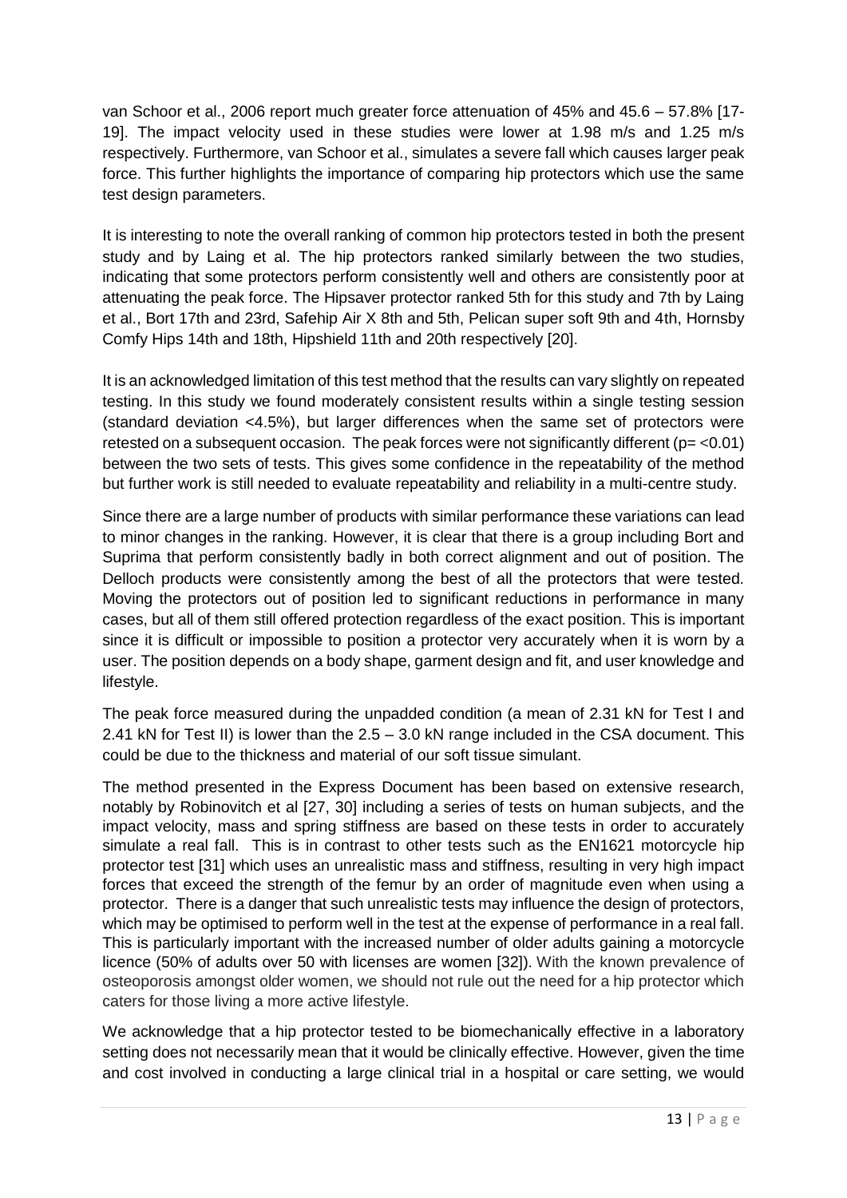van Schoor et al., 2006 report much greater force attenuation of 45% and 45.6 – 57.8% [17-19]. The impact velocity used in these studies were lower at 1.98 m/s and 1.25 m/s respectively. Furthermore, van Schoor et al., simulates a severe fall which causes larger peak force. This further highlights the importance of comparing hip protectors which use the same test design parameters.

It is interesting to note the overall ranking of common hip protectors tested in both the present study and by Laing et al. The hip protectors ranked similarly between the two studies, indicating that some protectors perform consistently well and others are consistently poor at attenuating the peak force. The Hipsaver protector ranked 5th for this study and 7th by Laing et al., Bort 17th and 23rd, Safehip Air X 8th and 5th, Pelican super soft 9th and 4th, Hornsby Comfy Hips 14th and 18th, Hipshield 11th and 20th respectively [20].

It is an acknowledged limitation of this test method that the results can vary slightly on repeated testing. In this study we found moderately consistent results within a single testing session (standard deviation <4.5%), but larger differences when the same set of protectors were retested on a subsequent occasion. The peak forces were not significantly different ($p = <0.01$) between the two sets of tests. This gives some confidence in the repeatability of the method but further work is still needed to evaluate repeatability and reliability in a multi-centre study.

Since there are a large number of products with similar performance these variations can lead to minor changes in the ranking. However, it is clear that there is a group including Bort and Suprima that perform consistently badly in both correct alignment and out of position. The Delloch products were consistently among the best of all the protectors that were tested. Moving the protectors out of position led to significant reductions in performance in many cases, but all of them still offered protection regardless of the exact position. This is important since it is difficult or impossible to position a protector very accurately when it is worn by a user. The position depends on a body shape, garment design and fit, and user knowledge and lifestyle.

The peak force measured during the unpadded condition (a mean of 2.31 kN for Test I and 2.41 kN for Test II) is lower than the 2.5 – 3.0 kN range included in the CSA document. This could be due to the thickness and material of our soft tissue simulant.

The method presented in the Express Document has been based on extensive research, notably by Robinovitch et al [27, 30] including a series of tests on human subjects, and the impact velocity, mass and spring stiffness are based on these tests in order to accurately simulate a real fall. This is in contrast to other tests such as the EN1621 motorcycle hip protector test [31] which uses an unrealistic mass and stiffness, resulting in very high impact forces that exceed the strength of the femur by an order of magnitude even when using a protector. There is a danger that such unrealistic tests may influence the design of protectors, which may be optimised to perform well in the test at the expense of performance in a real fall. This is particularly important with the increased number of older adults gaining a motorcycle licence (50% of adults over 50 with licenses are women [32]). With the known prevalence of osteoporosis amongst older women, we should not rule out the need for a hip protector which caters for those living a more active lifestyle.

We acknowledge that a hip protector tested to be biomechanically effective in a laboratory setting does not necessarily mean that it would be clinically effective. However, given the time and cost involved in conducting a large clinical trial in a hospital or care setting, we would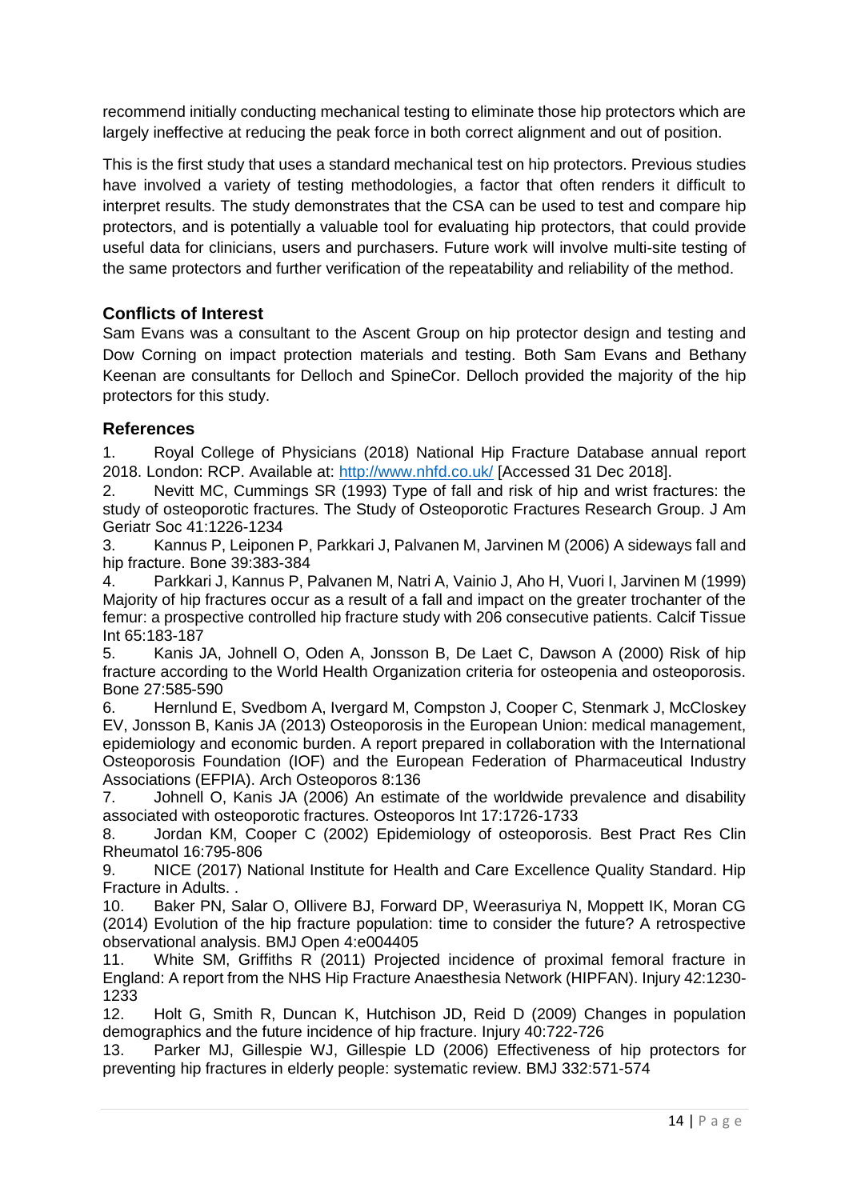recommend initially conducting mechanical testing to eliminate those hip protectors which are largely ineffective at reducing the peak force in both correct alignment and out of position.

This is the first study that uses a standard mechanical test on hip protectors. Previous studies have involved a variety of testing methodologies, a factor that often renders it difficult to interpret results. The study demonstrates that the CSA can be used to test and compare hip protectors, and is potentially a valuable tool for evaluating hip protectors, that could provide useful data for clinicians, users and purchasers. Future work will involve multi-site testing of the same protectors and further verification of the repeatability and reliability of the method.

## Conflicts of Interest

Sam Evans was a consultant to the Ascent Group on hip protector design and testing and Dow Corning on impact protection materials and testing. Both Sam Evans and Bethany Keenan are consultants for Delloch and SpineCor. Delloch provided the majority of the hip protectors for this study.

## References

1. Royal College of Physicians (2018) National Hip Fracture Database annual report 2018. London: RCP. Available at: http://www.nhfd.co.uk/ [Accessed 31 Dec 2018].
2. Nevitt MC, Cummings SR (1993) Type of fall and risk of hip and wrist fractures: the study of osteoporotic fractures. The Study of Osteoporotic Fractures Research Group. J Am Geriatr Soc 41:1226-1234
3. Kannus P, Leiponen P, Parkkari J, Palvanen M, Jarvinen M (2006) A sideways fall and hip fracture. Bone 39:383-384
4. Parkkari J, Kannus P, Palvanen M, Natri A, Vainio J, Aho H, Vuori I, Jarvinen M (1999) Majority of hip fractures occur as a result of a fall and impact on the greater trochanter of the femur: a prospective controlled hip fracture study with 206 consecutive patients. Calcif Tissue Int 65:183-187
5. Kanis JA, Johnell O, Oden A, Jonsson B, De Laet C, Dawson A (2000) Risk of hip fracture according to the World Health Organization criteria for osteopenia and osteoporosis. Bone 27:585-590
6. Hernlund E, Svedbom A, Ivergard M, Compston J, Cooper C, Stenmark J, McCloskey EV, Jonsson B, Kanis JA (2013) Osteoporosis in the European Union: medical management, epidemiology and economic burden. A report prepared in collaboration with the International Osteoporosis Foundation (IOF) and the European Federation of Pharmaceutical Industry Associations (EFPIA). Arch Osteoporos 8:136
7. Johnell O, Kanis JA (2006) An estimate of the worldwide prevalence and disability associated with osteoporotic fractures. Osteoporos Int 17:1726-1733
8. Jordan KM, Cooper C (2002) Epidemiology of osteoporosis. Best Pract Res Clin Rheumatol 16:795-806
9. NICE (2017) National Institute for Health and Care Excellence Quality Standard. Hip Fracture in Adults. .
10. Baker PN, Salar O, Ollivere BJ, Forward DP, Weerasuriya N, Moppett IK, Moran CG (2014) Evolution of the hip fracture population: time to consider the future? A retrospective observational analysis. BMJ Open 4:e004405
11. White SM, Griffiths R (2011) Projected incidence of proximal femoral fracture in England: A report from the NHS Hip Fracture Anaesthesia Network (HIPFAN). Injury 42:1230-1233
12. Holt G, Smith R, Duncan K, Hutchison JD, Reid D (2009) Changes in population demographics and the future incidence of hip fracture. Injury 40:722-726
13. Parker MJ, Gillespie WJ, Gillespie LD (2006) Effectiveness of hip protectors for preventing hip fractures in elderly people: systematic review. BMJ 332:571-574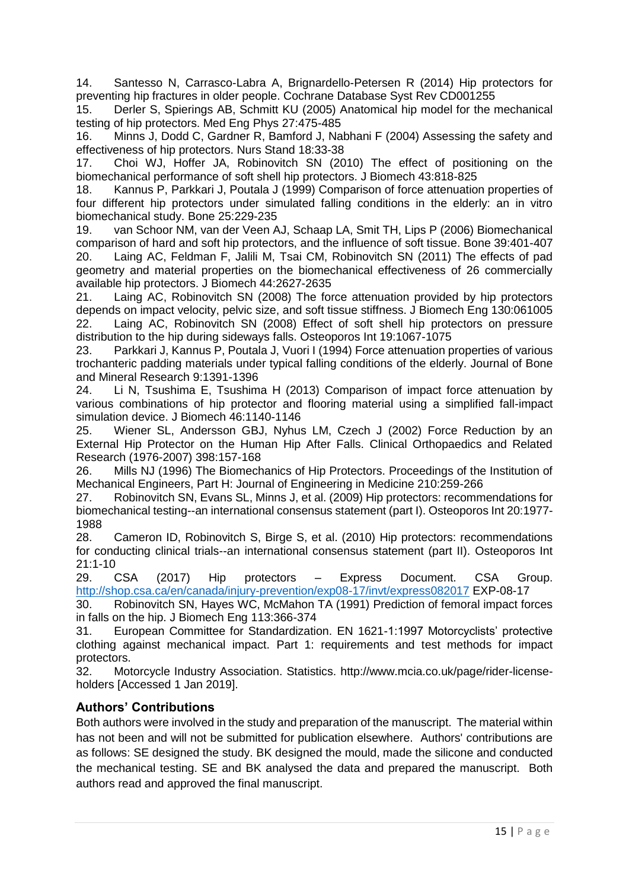14. Santesso N, Carrasco-Labra A, Brignardello-Petersen R (2014) Hip protectors for preventing hip fractures in older people. Cochrane Database Syst Rev CD001255
15. Derler S, Spierings AB, Schmitt KU (2005) Anatomical hip model for the mechanical testing of hip protectors. Med Eng Phys 27:475-485
16. Minns J, Dodd C, Gardner R, Bamford J, Nabhani F (2004) Assessing the safety and effectiveness of hip protectors. Nurs Stand 18:33-38
17. Choi WJ, Hoffer JA, Robinovitch SN (2010) The effect of positioning on the biomechanical performance of soft shell hip protectors. J Biomech 43:818-825
18. Kannus P, Parkkari J, Poutala J (1999) Comparison of force attenuation properties of four different hip protectors under simulated falling conditions in the elderly: an in vitro biomechanical study. Bone 25:229-235
19. van Schoor NM, van der Veen AJ, Schaap LA, Smit TH, Lips P (2006) Biomechanical comparison of hard and soft hip protectors, and the influence of soft tissue. Bone 39:401-407
20. Laing AC, Feldman F, Jalili M, Tsai CM, Robinovitch SN (2011) The effects of pad geometry and material properties on the biomechanical effectiveness of 26 commercially available hip protectors. J Biomech 44:2627-2635
21. Laing AC, Robinovitch SN (2008) The force attenuation provided by hip protectors depends on impact velocity, pelvic size, and soft tissue stiffness. J Biomech Eng 130:061005
22. Laing AC, Robinovitch SN (2008) Effect of soft shell hip protectors on pressure distribution to the hip during sideways falls. Osteoporos Int 19:1067-1075
23. Parkkari J, Kannus P, Poutala J, Vuori I (1994) Force attenuation properties of various trochanteric padding materials under typical falling conditions of the elderly. Journal of Bone and Mineral Research 9:1391-1396
24. Li N, Tsushima E, Tsushima H (2013) Comparison of impact force attenuation by various combinations of hip protector and flooring material using a simplified fall-impact simulation device. J Biomech 46:1140-1146
25. Wiener SL, Andersson GBJ, Nyhus LM, Czech J (2002) Force Reduction by an External Hip Protector on the Human Hip After Falls. Clinical Orthopaedics and Related Research (1976-2007) 398:157-168
26. Mills NJ (1996) The Biomechanics of Hip Protectors. Proceedings of the Institution of Mechanical Engineers, Part H: Journal of Engineering in Medicine 210:259-266
27. Robinovitch SN, Evans SL, Minns J, et al. (2009) Hip protectors: recommendations for biomechanical testing--an international consensus statement (part I). Osteoporos Int 20:1977-1988
28. Cameron ID, Robinovitch S, Birge S, et al. (2010) Hip protectors: recommendations for conducting clinical trials--an international consensus statement (part II). Osteoporos Int 21:1-10
29. CSA (2017) Hip protectors – Express Document. CSA Group. http://shop.csa.ca/en/canada/injury-prevention/exp08-17/invt/express082017 EXP-08-17
30. Robinovitch SN, Hayes WC, McMahon TA (1991) Prediction of femoral impact forces in falls on the hip. J Biomech Eng 113:366-374
31. European Committee for Standardization. EN 1621-1:1997 Motorcyclists' protective clothing against mechanical impact. Part 1: requirements and test methods for impact protectors.
32. Motorcycle Industry Association. Statistics. http://www.mcia.co.uk/page/rider-license-holders [Accessed 1 Jan 2019].

## Authors' Contributions

Both authors were involved in the study and preparation of the manuscript. The material within has not been and will not be submitted for publication elsewhere. Authors' contributions are as follows: SE designed the study. BK designed the mould, made the silicone and conducted the mechanical testing. SE and BK analysed the data and prepared the manuscript. Both authors read and approved the final manuscript.